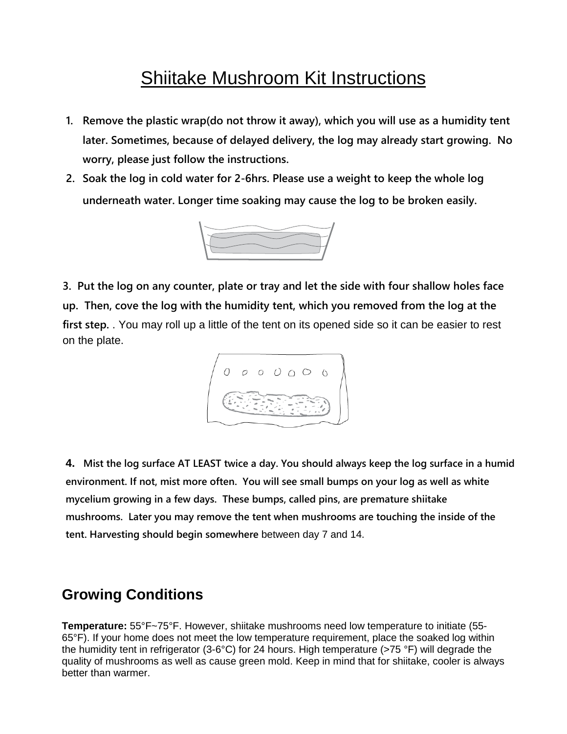# Shiitake Mushroom Kit Instructions

1. **Remove the plastic wrap(do not throw it away), which you will use as a humidity tent later. Sometimes, because of delayed delivery, the log may already start growing. No worry, please just follow the instructions.**
2. **Soak the log in cold water for 2-6hrs. Please use a weight to keep the whole log underneath water. Longer time soaking may cause the log to be broken easily.**

3. **Put the log on any counter, plate or tray and let the side with four shallow holes face up. Then, cove the log with the humidity tent, which you removed from the log at the first step.** . You may roll up a little of the tent on its opened side so it can be easier to rest on the plate.

4. **Mist the log surface AT LEAST twice a day. You should always keep the log surface in a humid environment. If not, mist more often. You will see small bumps on your log as well as white mycelium growing in a few days. These bumps, called pins, are premature shiitake mushrooms. Later you may remove the tent when mushrooms are touching the inside of the tent. Harvesting should begin somewhere** between day 7 and 14.

## Growing Conditions

**Temperature:** 55°F~75°F. However, shiitake mushrooms need low temperature to initiate (55-65°F). If your home does not meet the low temperature requirement, place the soaked log within the humidity tent in refrigerator (3-6°C) for 24 hours. High temperature (>75 °F) will degrade the quality of mushrooms as well as cause green mold. Keep in mind that for shiitake, cooler is always better than warmer.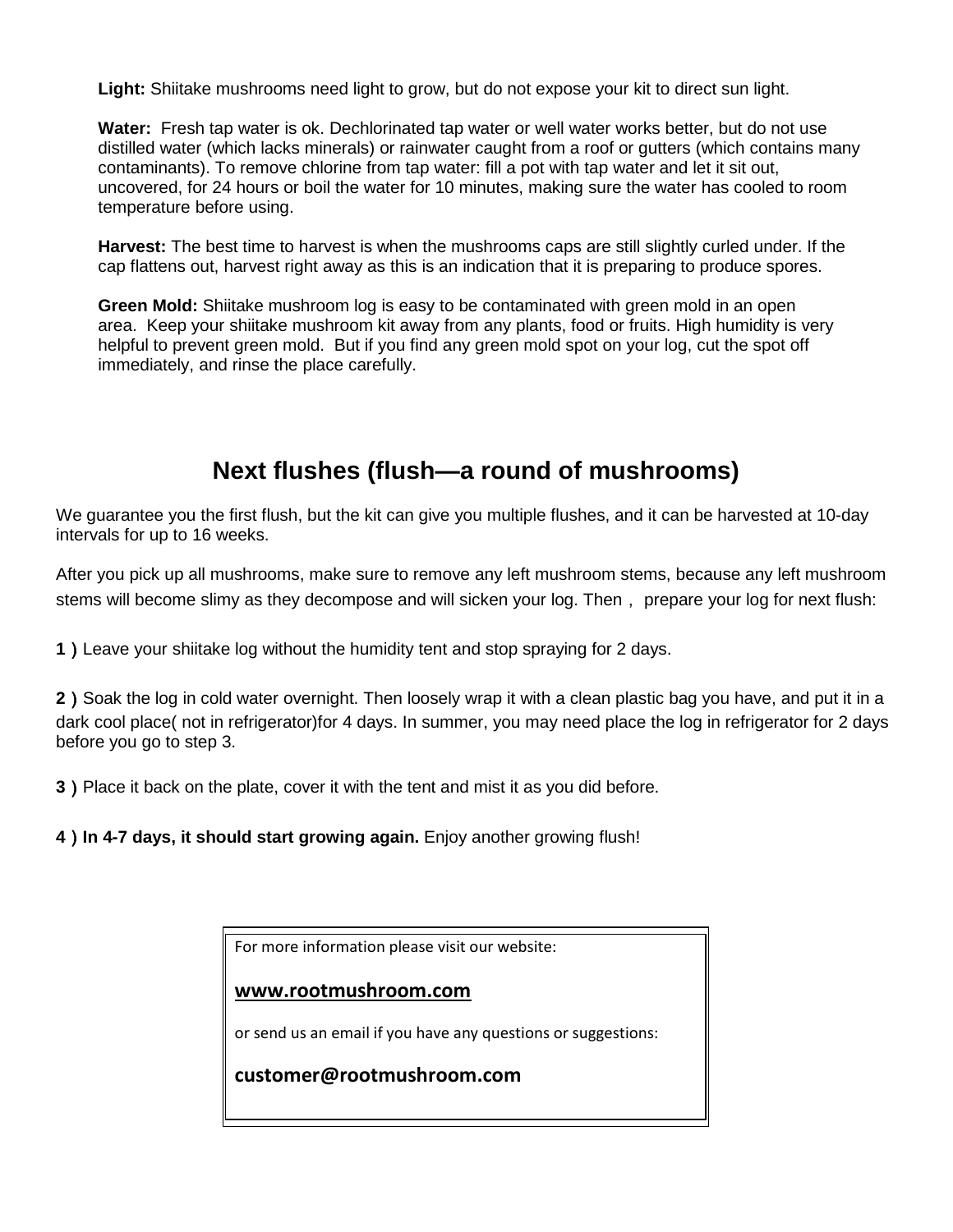**Light:** Shiitake mushrooms need light to grow, but do not expose your kit to direct sun light.

**Water:** Fresh tap water is ok. Dechlorinated tap water or well water works better, but do not use distilled water (which lacks minerals) or rainwater caught from a roof or gutters (which contains many contaminants). To remove chlorine from tap water: fill a pot with tap water and let it sit out, uncovered, for 24 hours or boil the water for 10 minutes, making sure the water has cooled to room temperature before using.

**Harvest:** The best time to harvest is when the mushrooms caps are still slightly curled under. If the cap flattens out, harvest right away as this is an indication that it is preparing to produce spores.

**Green Mold:** Shiitake mushroom log is easy to be contaminated with green mold in an open area. Keep your shiitake mushroom kit away from any plants, food or fruits. High humidity is very helpful to prevent green mold. But if you find any green mold spot on your log, cut the spot off immediately, and rinse the place carefully.

## Next flushes (flush—a round of mushrooms)

We guarantee you the first flush, but the kit can give you multiple flushes, and it can be harvested at 10-day intervals for up to 16 weeks.

After you pick up all mushrooms, make sure to remove any left mushroom stems, because any left mushroom stems will become slimy as they decompose and will sicken your log. Then， prepare your log for next flush:

**1）**Leave your shiitake log without the humidity tent and stop spraying for 2 days.

**2）**Soak the log in cold water overnight. Then loosely wrap it with a clean plastic bag you have, and put it in a dark cool place( not in refrigerator)for 4 days. In summer, you may need place the log in refrigerator for 2 days before you go to step 3.

**3）**Place it back on the plate, cover it with the tent and mist it as you did before.

**4）In 4-7 days, it should start growing again.** Enjoy another growing flush!

For more information please visit our website:

**www.rootmushroom.com**

or send us an email if you have any questions or suggestions:

**customer@rootmushroom.com**